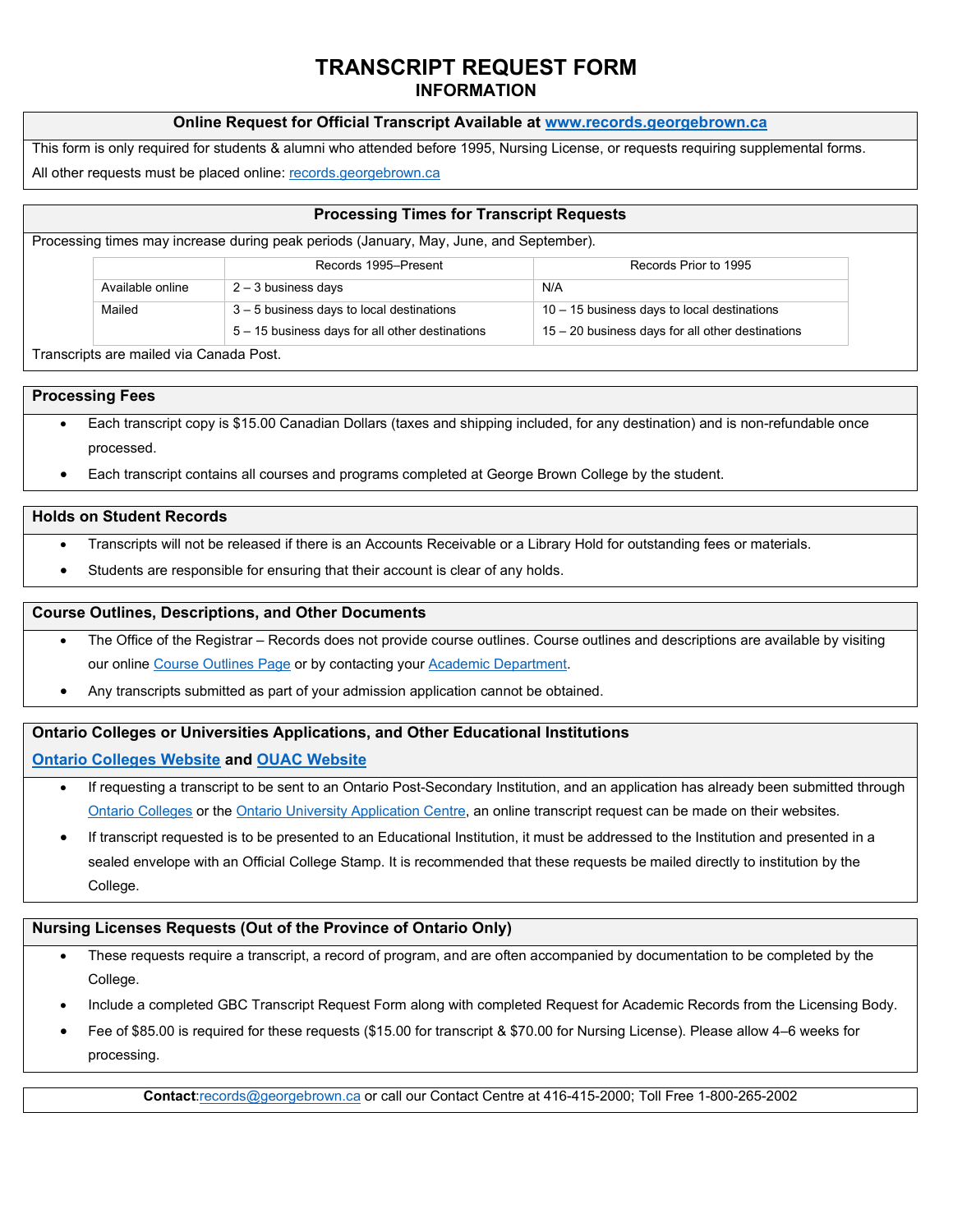# TRANSCRIPT REQUEST FORM

## INFORMATION

### Online Request for Official Transcript Available at www.records.georgebrown.ca

This form is only required for students & alumni who attended before 1995, Nursing License, or requests requiring supplemental forms.

All other requests must be placed online: records.georgebrown.ca

### Processing Times for Transcript Requests

Processing times may increase during peak periods (January, May, June, and September).

| | Records 1995–Present | Records Prior to 1995 |
|---|---|---|
| Available online | 2 – 3 business days | N/A |
| Mailed | 3 – 5 business days to local destinations<br>5 – 15 business days for all other destinations | 10 – 15 business days to local destinations<br>15 – 20 business days for all other destinations |

Transcripts are mailed via Canada Post.

### Processing Fees

- Each transcript copy is $15.00 Canadian Dollars (taxes and shipping included, for any destination) and is non-refundable once processed.
- Each transcript contains all courses and programs completed at George Brown College by the student.

### Holds on Student Records

- Transcripts will not be released if there is an Accounts Receivable or a Library Hold for outstanding fees or materials.
- Students are responsible for ensuring that their account is clear of any holds.

### Course Outlines, Descriptions, and Other Documents

- The Office of the Registrar – Records does not provide course outlines. Course outlines and descriptions are available by visiting our online Course Outlines Page or by contacting your Academic Department.
- Any transcripts submitted as part of your admission application cannot be obtained.

### Ontario Colleges or Universities Applications, and Other Educational Institutions

**Ontario Colleges Website and OUAC Website**

- If requesting a transcript to be sent to an Ontario Post-Secondary Institution, and an application has already been submitted through Ontario Colleges or the Ontario University Application Centre, an online transcript request can be made on their websites.
- If transcript requested is to be presented to an Educational Institution, it must be addressed to the Institution and presented in a sealed envelope with an Official College Stamp. It is recommended that these requests be mailed directly to institution by the College.

### Nursing Licenses Requests (Out of the Province of Ontario Only)

- These requests require a transcript, a record of program, and are often accompanied by documentation to be completed by the College.
- Include a completed GBC Transcript Request Form along with completed Request for Academic Records from the Licensing Body.
- Fee of $85.00 is required for these requests ($15.00 for transcript & $70.00 for Nursing License). Please allow 4–6 weeks for processing.

**Contact**:records@georgebrown.ca or call our Contact Centre at 416-415-2000; Toll Free 1-800-265-2002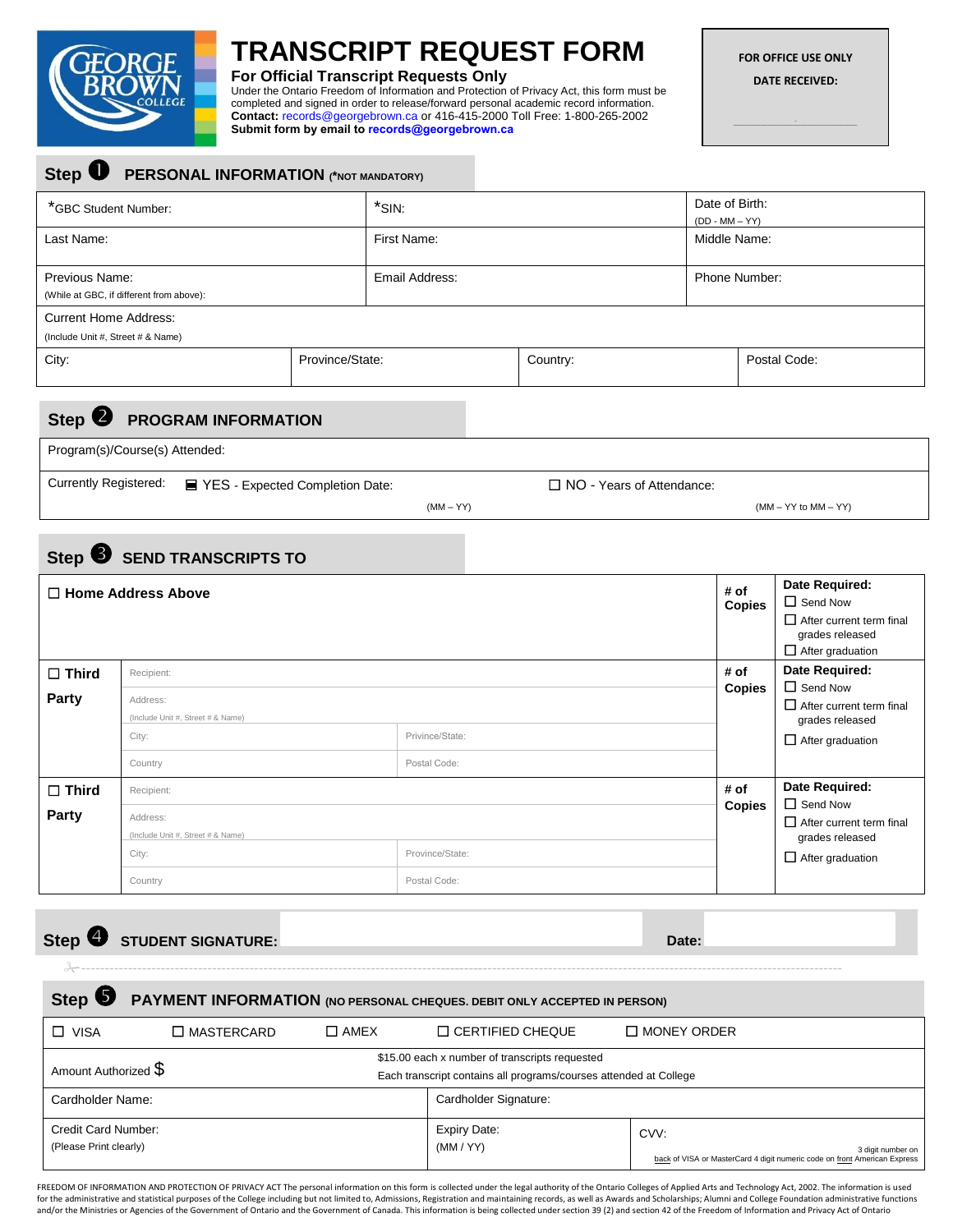# TRANSCRIPT REQUEST FORM

## For Official Transcript Requests Only

Under the Ontario Freedom of Information and Protection of Privacy Act, this form must be completed and signed in order to release/forward personal academic record information.
**Contact:** records@georgebrown.ca or 416-415-2000 Toll Free: 1-800-265-2002
**Submit form by email to records@georgebrown.ca**

FOR OFFICE USE ONLY
DATE RECEIVED:

## Step 1 PERSONAL INFORMATION (*NOT MANDATORY)

| | | | |
|---|---|---|---|
| *GBC Student Number: | *SIN: | | Date of Birth: (DD - MM – YY) |
| Last Name: | First Name: | | Middle Name: |
| Previous Name: (While at GBC, if different from above): | Email Address: | | Phone Number: |
| Current Home Address: (Include Unit #, Street # & Name) | | | |
| City: | Province/State: | Country: | Postal Code: |

## Step 2 PROGRAM INFORMATION

| | | |
|---|---|---|
| Program(s)/Course(s) Attended: | | |
| Currently Registered: | ☐ YES - Expected Completion Date: (MM – YY) | ☐ NO - Years of Attendance: (MM – YY to MM – YY) |

## Step 3 SEND TRANSCRIPTS TO

| | | | | |
|---|---|---|---|---|
| ☐ **Home Address Above** | | | **# of Copies** | **Date Required:** ☐ Send Now ☐ After current term final grades released ☐ After graduation |
| ☐ **Third Party** | Recipient: | | **# of Copies** | **Date Required:** ☐ Send Now ☐ After current term final grades released ☐ After graduation |
| | Address: (Include Unit #, Street # & Name) | | | |
| | City: | Province/State: | | |
| | Country | Postal Code: | | |
| ☐ **Third Party** | Recipient: | | **# of Copies** | **Date Required:** ☐ Send Now ☐ After current term final grades released ☐ After graduation |
| | Address: (Include Unit #, Street # & Name) | | | |
| | City: | Province/State: | | |
| | Country | Postal Code: | | |

## Step 4 STUDENT SIGNATURE:

**Date:**

## Step 5 PAYMENT INFORMATION (NO PERSONAL CHEQUES. DEBIT ONLY ACCEPTED IN PERSON)

☐ VISA ☐ MASTERCARD ☐ AMEX ☐ CERTIFIED CHEQUE ☐ MONEY ORDER

| | | |
|---|---|---|
| Amount Authorized $ | $15.00 each x number of transcripts requested. Each transcript contains all programs/courses attended at College | |
| Cardholder Name: | Cardholder Signature: | |
| Credit Card Number: (Please Print clearly) | Expiry Date: (MM / YY) | CVV: 3 digit number on back of VISA or MasterCard 4 digit numeric code on front American Express |

FREEDOM OF INFORMATION AND PROTECTION OF PRIVACY ACT The personal information on this form is collected under the legal authority of the Ontario Colleges of Applied Arts and Technology Act, 2002. The information is used for the administrative and statistical purposes of the College including but not limited to, Admissions, Registration and maintaining records, as well as Awards and Scholarships; Alumni and College Foundation administrative functions and/or the Ministries or Agencies of the Government of Ontario and the Government of Canada. This information is being collected under section 39 (2) and section 42 of the Freedom of Information and Privacy Act of Ontario